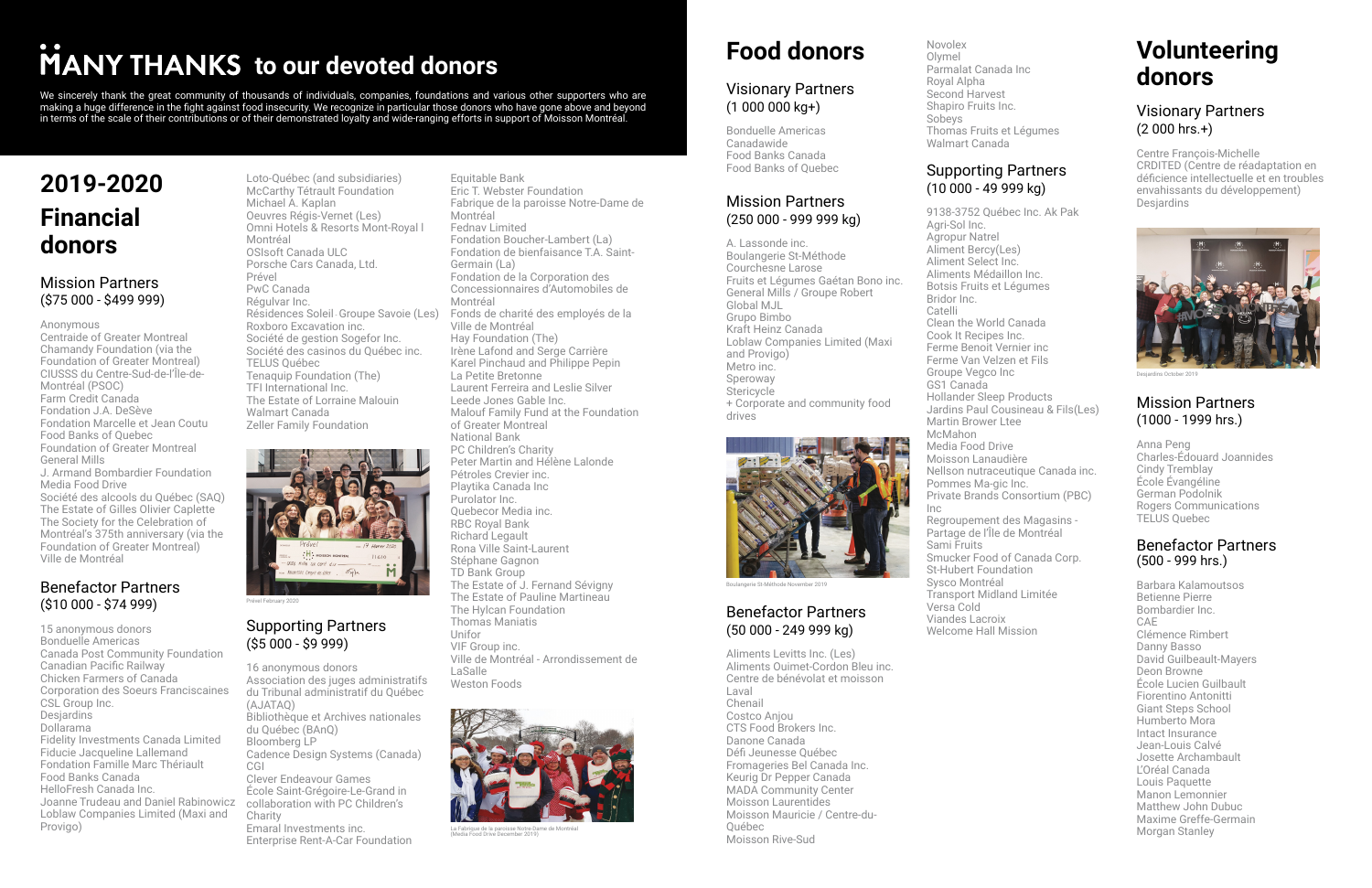# MANY THANKS to our devoted donors

We sincerely thank the great community of thousands of individuals, companies, foundations and various other supporters who are making a huge difference in the fight against food insecurity. We recognize in particular those donors who have gone above and beyond in terms of the scale of their contributions or of their demonstrated loyalty and wide-ranging efforts in support of Moisson Montréal.

## 2019-2020 Financial donors

### Mission Partners
($75 000 - $499 999)

Anonymous
Centraide of Greater Montreal
Chamandy Foundation (via the Foundation of Greater Montreal)
CIUSSS du Centre-Sud-de-l'Île-de-Montréal (PSOC)
Farm Credit Canada
Fondation J.A. DeSève
Fondation Marcelle et Jean Coutu
Food Banks of Quebec
Foundation of Greater Montreal
General Mills
J. Armand Bombardier Foundation
Media Food Drive
Société des alcools du Québec (SAQ)
The Estate of Gilles Olivier Caplette
The Society for the Celebration of Montréal's 375th anniversary (via the Foundation of Greater Montreal)
Ville de Montréal

### Benefactor Partners
($10 000 - $74 999)

15 anonymous donors
Bonduelle Americas
Canada Post Community Foundation
Canadian Pacific Railway
Chicken Farmers of Canada
Corporation des Soeurs Franciscaines
CSL Group Inc.
Desjardins
Dollarama
Fidelity Investments Canada Limited
Fiducie Jacqueline Lallemand
Fondation Famille Marc Thériault
Food Banks Canada
HelloFresh Canada Inc.
Joanne Trudeau and Daniel Rabinowicz
Loblaw Companies Limited (Maxi and Provigo)
Loto-Québec (and subsidiaries)
McCarthy Tétrault Foundation
Michael A. Kaplan
Oeuvres Régis-Vernet (Les)
Omni Hotels & Resorts Mont-Royal | Montréal
OSIsoft Canada ULC
Porsche Cars Canada, Ltd.
Prével
PwC Canada
Régulvar Inc.
Résidences Soleil Groupe Savoie (Les)
Roxboro Excavation inc.
Société de gestion Sogefor Inc.
Société des casinos du Québec inc.
TELUS Québec
Tenaquip Foundation (The)
TFI International Inc.
The Estate of Lorraine Malouin
Walmart Canada
Zeller Family Foundation

Prével February 2020

### Supporting Partners
($5 000 - $9 999)

16 anonymous donors
Association des juges administratifs du Tribunal administratif du Québec (AJATAQ)
Bibliothèque et Archives nationales du Québec (BAnQ)
Bloomberg LP
Cadence Design Systems (Canada)
CGI
Clever Endeavour Games
École Saint-Grégoire-Le-Grand in collaboration with PC Children's Charity
Emaral Investments inc.
Enterprise Rent-A-Car Foundation
Equitable Bank
Eric T. Webster Foundation
Fabrique de la paroisse Notre-Dame de Montréal
Fednav Limited
Fondation Boucher-Lambert (La)
Fondation de bienfaisance T.A. Saint-Germain (La)
Fondation de la Corporation des Concessionnaires d'Automobiles de Montréal
Fonds de charité des employés de la Ville de Montréal
Hay Foundation (The)
Irène Lafond and Serge Carrière
Karel Pinchaud and Philippe Pepin
La Petite Bretonne
Laurent Ferreira and Leslie Silver
Leede Jones Gable Inc.
Malouf Family Fund at the Foundation of Greater Montreal
National Bank
PC Children's Charity
Peter Martin and Hélène Lalonde
Pétroles Crevier inc.
Playtika Canada Inc
Purolator Inc.
Quebecor Media inc.
RBC Royal Bank
Richard Legault
Rona Ville Saint-Laurent
Stéphane Gagnon
TD Bank Group
The Estate of J. Fernand Sévigny
The Estate of Pauline Martineau
The Hylcan Foundation
Thomas Maniatis
Unifor
VIF Group inc.
Ville de Montréal - Arrondissement de LaSalle
Weston Foods

La Fabrique de la paroisse Notre-Dame de Montréal (Media Food Drive December 2019)

## Food donors

### Visionary Partners
(1 000 000 kg+)

Bonduelle Americas
Canadawide
Food Banks Canada
Food Banks of Quebec

### Mission Partners
(250 000 - 999 999 kg)

A. Lassonde inc.
Boulangerie St-Méthode
Courchesne Larose
Fruits et Légumes Gaétan Bono inc.
General Mills / Groupe Robert
Global MJL
Grupo Bimbo
Kraft Heinz Canada
Loblaw Companies Limited (Maxi and Provigo)
Metro inc.
Speroway
Stericycle
+ Corporate and community food drives

Boulangerie St-Méthode November 2019

### Benefactor Partners
(50 000 - 249 999 kg)

Aliments Levitts Inc. (Les)
Aliments Ouimet-Cordon Bleu inc.
Centre de bénévolat et moisson Laval
Chenail
Costco Anjou
CTS Food Brokers Inc.
Danone Canada
Défi Jeunesse Québec
Fromageries Bel Canada Inc.
Keurig Dr Pepper Canada
MADA Community Center
Moisson Laurentides
Moisson Mauricie / Centre-du-Québec
Moisson Rive-Sud
Novolex
Olymel
Parmalat Canada Inc
Royal Alpha
Second Harvest
Shapiro Fruits Inc.
Sobeys
Thomas Fruits et Légumes
Walmart Canada

### Supporting Partners
(10 000 - 49 999 kg)

9138-3752 Québec Inc. Ak Pak
Agri-Sol Inc.
Agropur Natrel
Aliment Bercy(Les)
Aliment Select Inc.
Aliments Médaillon Inc.
Botsis Fruits et Légumes
Bridor Inc.
Catelli
Clean the World Canada
Cook It Recipes Inc.
Ferme Benoit Vernier inc
Ferme Van Velzen et Fils
Groupe Vegco Inc
GS1 Canada
Hollander Sleep Products
Jardins Paul Cousineau & Fils(Les)
Martin Brower Ltee
McMahon
Media Food Drive
Moisson Lanaudière
Nellson nutraceutique Canada inc.
Pommes Ma-gic Inc.
Private Brands Consortium (PBC) Inc
Regroupement des Magasins - Partage de l'Île de Montréal
Sami Fruits
Smucker Food of Canada Corp.
St-Hubert Foundation
Sysco Montréal
Transport Midland Limitée
Versa Cold
Viandes Lacroix
Welcome Hall Mission

## Volunteering donors

### Visionary Partners
(2 000 hrs.+)

Centre François-Michelle
CRDITED (Centre de réadaptation en déficience intellectuelle et en troubles envahissants du développement)
Desjardins

Desjardins October 2019

### Mission Partners
(1000 - 1999 hrs.)

Anna Peng
Charles-Édouard Joannides
Cindy Tremblay
École Évangéline
German Podolnik
Rogers Communications
TELUS Quebec

### Benefactor Partners
(500 - 999 hrs.)

Barbara Kalamoutsos
Betienne Pierre
Bombardier Inc.
CAE
Clémence Rimbert
Danny Basso
David Guilbeault-Mayers
Deon Browne
École Lucien Guilbault
Fiorentino Antonitti
Giant Steps School
Humberto Mora
Intact Insurance
Jean-Louis Calvé
Josette Archambault
L'Oréal Canada
Louis Paquette
Manon Lemonnier
Matthew John Dubuc
Maxime Greffe-Germain
Morgan Stanley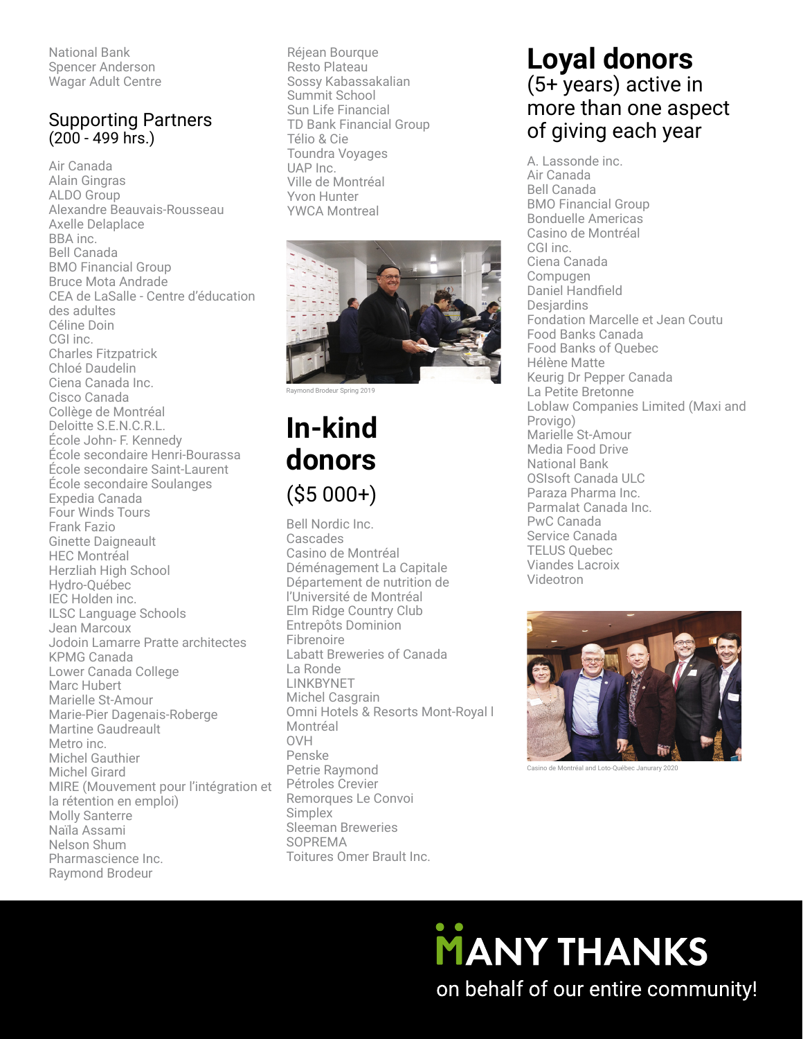National Bank
Spencer Anderson
Wagar Adult Centre

## Supporting Partners
(200 - 499 hrs.)

Air Canada
Alain Gingras
ALDO Group
Alexandre Beauvais-Rousseau
Axelle Delaplace
BBA inc.
Bell Canada
BMO Financial Group
Bruce Mota Andrade
CEA de LaSalle - Centre d'éducation des adultes
Céline Doin
CGI inc.
Charles Fitzpatrick
Chloé Daudelin
Ciena Canada Inc.
Cisco Canada
Collège de Montréal
Deloitte S.E.N.C.R.L.
École John- F. Kennedy
École secondaire Henri-Bourassa
École secondaire Saint-Laurent
École secondaire Soulanges
Expedia Canada
Four Winds Tours
Frank Fazio
Ginette Daigneault
HEC Montréal
Herzliah High School
Hydro-Québec
IEC Holden inc.
ILSC Language Schools
Jean Marcoux
Jodoin Lamarre Pratte architectes
KPMG Canada
Lower Canada College
Marc Hubert
Marielle St-Amour
Marie-Pier Dagenais-Roberge
Martine Gaudreault
Metro inc.
Michel Gauthier
Michel Girard
MIRE (Mouvement pour l'intégration et la rétention en emploi)
Molly Santerre
Naïla Assami
Nelson Shum
Pharmascience Inc.
Raymond Brodeur
Réjean Bourque
Resto Plateau
Sossy Kabassakalian
Summit School
Sun Life Financial
TD Bank Financial Group
Télio & Cie
Toundra Voyages
UAP Inc.
Ville de Montréal
Yvon Hunter
YWCA Montreal

Raymond Brodeur Spring 2019

# In-kind donors
($5 000+)

Bell Nordic Inc.
Cascades
Casino de Montréal
Déménagement La Capitale
Département de nutrition de l'Université de Montréal
Elm Ridge Country Club
Entrepôts Dominion
Fibrenoire
Labatt Breweries of Canada
La Ronde
LINKBYNET
Michel Casgrain
Omni Hotels & Resorts Mont-Royal l Montréal
OVH
Penske
Petrie Raymond
Pétroles Crevier
Remorques Le Convoi
Simplex
Sleeman Breweries
SOPREMA
Toitures Omer Brault Inc.

# Loyal donors
(5+ years) active in more than one aspect of giving each year

A. Lassonde inc.
Air Canada
Bell Canada
BMO Financial Group
Bonduelle Americas
Casino de Montréal
CGI inc.
Ciena Canada
Compugen
Daniel Handfield
Desjardins
Fondation Marcelle et Jean Coutu
Food Banks Canada
Food Banks of Quebec
Hélène Matte
Keurig Dr Pepper Canada
La Petite Bretonne
Loblaw Companies Limited (Maxi and Provigo)
Marielle St-Amour
Media Food Drive
National Bank
OSIsoft Canada ULC
Paraza Pharma Inc.
Parmalat Canada Inc.
PwC Canada
Service Canada
TELUS Quebec
Viandes Lacroix
Videotron

Casino de Montréal and Loto-Québec Janurary 2020

**MANY THANKS**
on behalf of our entire community!